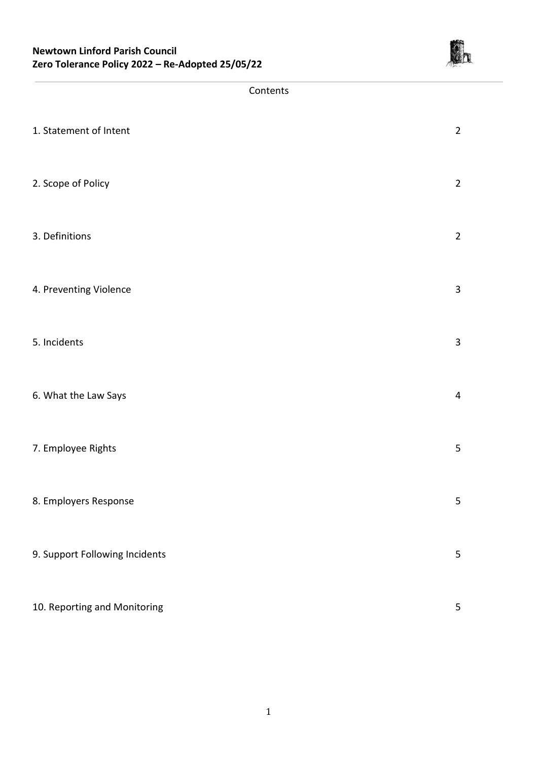**Newtown Linford Parish Council**
**Zero Tolerance Policy 2022 – Re-Adopted 25/05/22**

Contents

| | |
|---|---|
| 1. Statement of Intent | 2 |
| 2. Scope of Policy | 2 |
| 3. Definitions | 2 |
| 4. Preventing Violence | 3 |
| 5. Incidents | 3 |
| 6. What the Law Says | 4 |
| 7. Employee Rights | 5 |
| 8. Employers Response | 5 |
| 9. Support Following Incidents | 5 |
| 10. Reporting and Monitoring | 5 |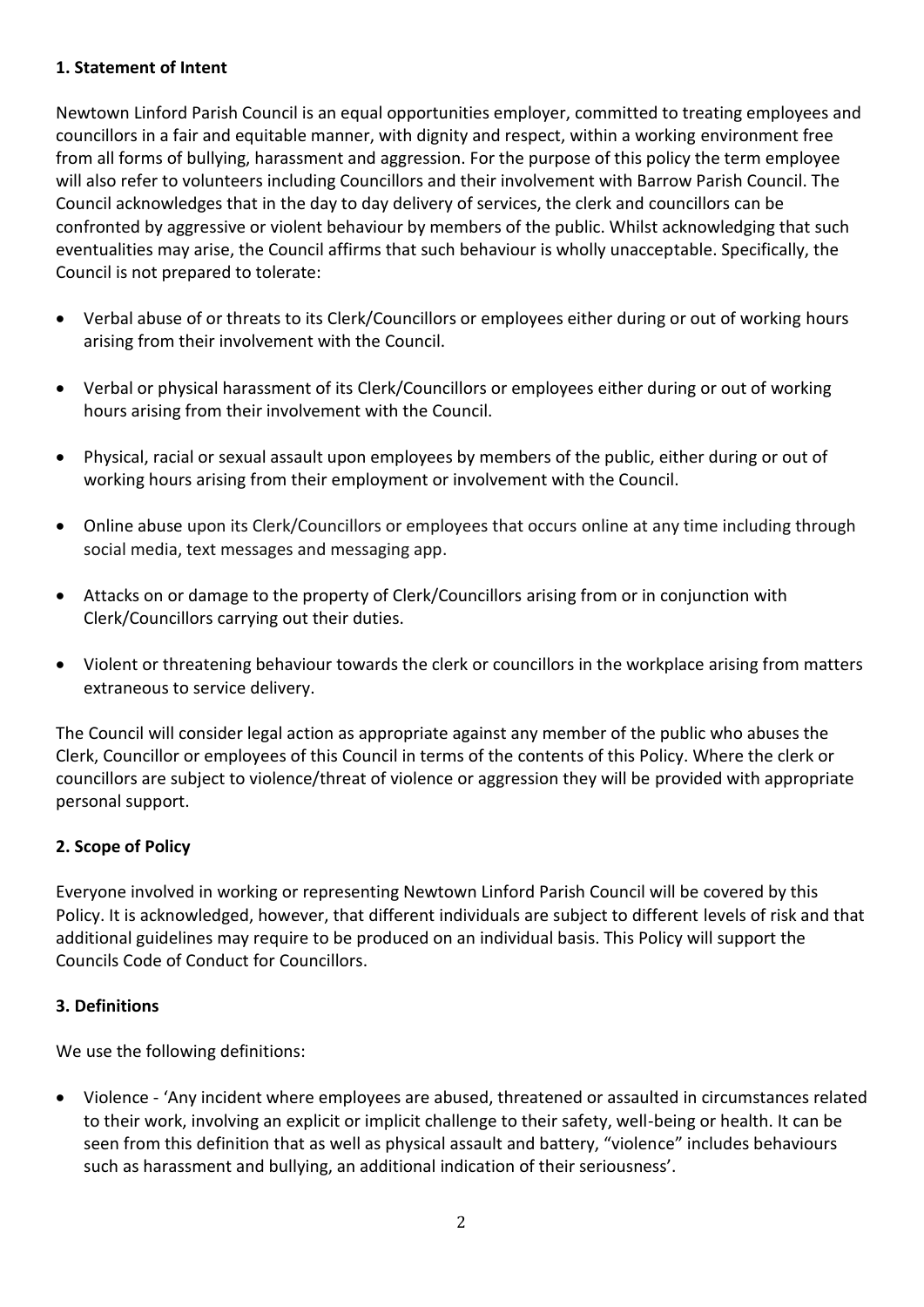### 1. Statement of Intent

Newtown Linford Parish Council is an equal opportunities employer, committed to treating employees and councillors in a fair and equitable manner, with dignity and respect, within a working environment free from all forms of bullying, harassment and aggression. For the purpose of this policy the term employee will also refer to volunteers including Councillors and their involvement with Barrow Parish Council. The Council acknowledges that in the day to day delivery of services, the clerk and councillors can be confronted by aggressive or violent behaviour by members of the public. Whilst acknowledging that such eventualities may arise, the Council affirms that such behaviour is wholly unacceptable. Specifically, the Council is not prepared to tolerate:

- Verbal abuse of or threats to its Clerk/Councillors or employees either during or out of working hours arising from their involvement with the Council.
- Verbal or physical harassment of its Clerk/Councillors or employees either during or out of working hours arising from their involvement with the Council.
- Physical, racial or sexual assault upon employees by members of the public, either during or out of working hours arising from their employment or involvement with the Council.
- Online abuse upon its Clerk/Councillors or employees that occurs online at any time including through social media, text messages and messaging app.
- Attacks on or damage to the property of Clerk/Councillors arising from or in conjunction with Clerk/Councillors carrying out their duties.
- Violent or threatening behaviour towards the clerk or councillors in the workplace arising from matters extraneous to service delivery.

The Council will consider legal action as appropriate against any member of the public who abuses the Clerk, Councillor or employees of this Council in terms of the contents of this Policy. Where the clerk or councillors are subject to violence/threat of violence or aggression they will be provided with appropriate personal support.

### 2. Scope of Policy

Everyone involved in working or representing Newtown Linford Parish Council will be covered by this Policy. It is acknowledged, however, that different individuals are subject to different levels of risk and that additional guidelines may require to be produced on an individual basis. This Policy will support the Councils Code of Conduct for Councillors.

### 3. Definitions

We use the following definitions:

- Violence - 'Any incident where employees are abused, threatened or assaulted in circumstances related to their work, involving an explicit or implicit challenge to their safety, well-being or health. It can be seen from this definition that as well as physical assault and battery, "violence" includes behaviours such as harassment and bullying, an additional indication of their seriousness'.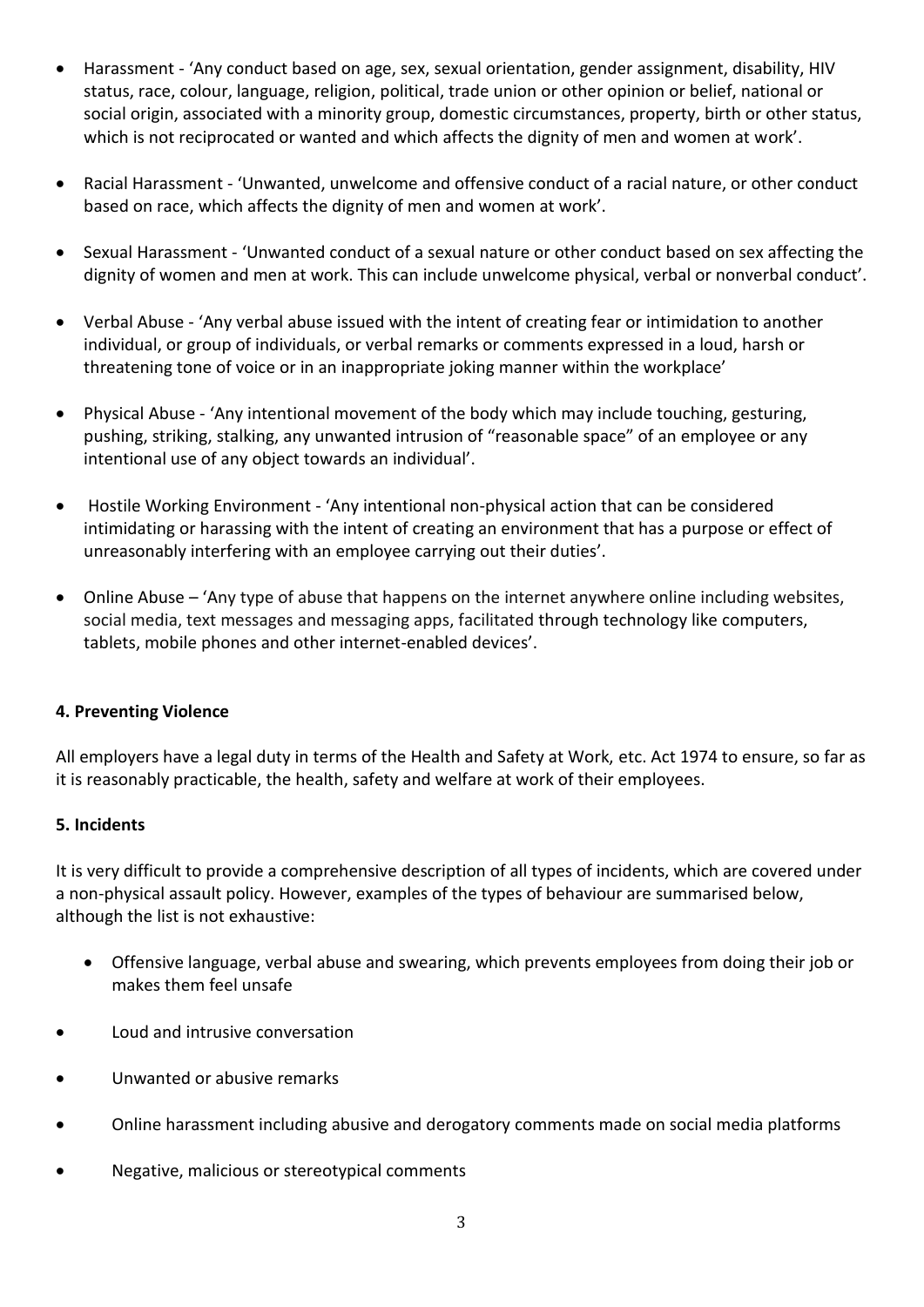- Harassment - 'Any conduct based on age, sex, sexual orientation, gender assignment, disability, HIV status, race, colour, language, religion, political, trade union or other opinion or belief, national or social origin, associated with a minority group, domestic circumstances, property, birth or other status, which is not reciprocated or wanted and which affects the dignity of men and women at work'.

- Racial Harassment - 'Unwanted, unwelcome and offensive conduct of a racial nature, or other conduct based on race, which affects the dignity of men and women at work'.

- Sexual Harassment - 'Unwanted conduct of a sexual nature or other conduct based on sex affecting the dignity of women and men at work. This can include unwelcome physical, verbal or nonverbal conduct'.

- Verbal Abuse - 'Any verbal abuse issued with the intent of creating fear or intimidation to another individual, or group of individuals, or verbal remarks or comments expressed in a loud, harsh or threatening tone of voice or in an inappropriate joking manner within the workplace'

- Physical Abuse - 'Any intentional movement of the body which may include touching, gesturing, pushing, striking, stalking, any unwanted intrusion of "reasonable space" of an employee or any intentional use of any object towards an individual'.

- Hostile Working Environment - 'Any intentional non-physical action that can be considered intimidating or harassing with the intent of creating an environment that has a purpose or effect of unreasonably interfering with an employee carrying out their duties'.

- Online Abuse – 'Any type of abuse that happens on the internet anywhere online including websites, social media, text messages and messaging apps, facilitated through technology like computers, tablets, mobile phones and other internet-enabled devices'.

**4. Preventing Violence**

All employers have a legal duty in terms of the Health and Safety at Work, etc. Act 1974 to ensure, so far as it is reasonably practicable, the health, safety and welfare at work of their employees.

**5. Incidents**

It is very difficult to provide a comprehensive description of all types of incidents, which are covered under a non-physical assault policy. However, examples of the types of behaviour are summarised below, although the list is not exhaustive:

- Offensive language, verbal abuse and swearing, which prevents employees from doing their job or makes them feel unsafe
- Loud and intrusive conversation
- Unwanted or abusive remarks
- Online harassment including abusive and derogatory comments made on social media platforms
- Negative, malicious or stereotypical comments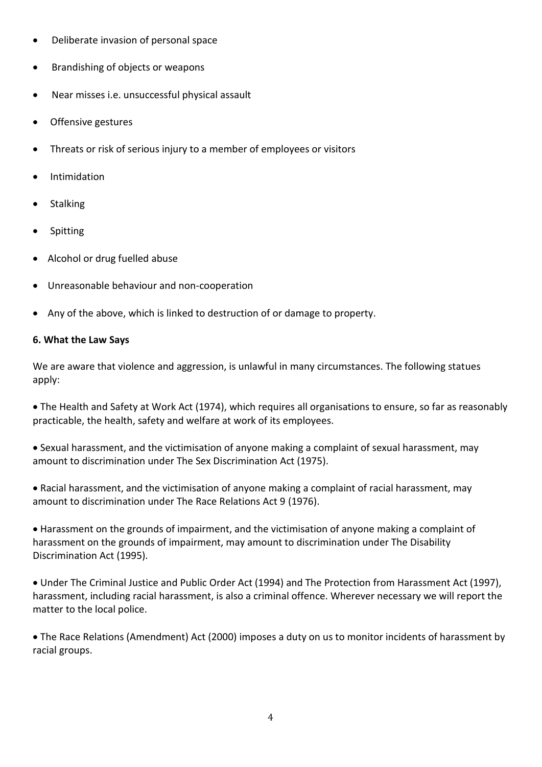- Deliberate invasion of personal space
- Brandishing of objects or weapons
- Near misses i.e. unsuccessful physical assault
- Offensive gestures
- Threats or risk of serious injury to a member of employees or visitors
- Intimidation
- Stalking
- Spitting
- Alcohol or drug fuelled abuse
- Unreasonable behaviour and non-cooperation
- Any of the above, which is linked to destruction of or damage to property.

**6. What the Law Says**

We are aware that violence and aggression, is unlawful in many circumstances. The following statues apply:

- The Health and Safety at Work Act (1974), which requires all organisations to ensure, so far as reasonably practicable, the health, safety and welfare at work of its employees.
- Sexual harassment, and the victimisation of anyone making a complaint of sexual harassment, may amount to discrimination under The Sex Discrimination Act (1975).
- Racial harassment, and the victimisation of anyone making a complaint of racial harassment, may amount to discrimination under The Race Relations Act 9 (1976).
- Harassment on the grounds of impairment, and the victimisation of anyone making a complaint of harassment on the grounds of impairment, may amount to discrimination under The Disability Discrimination Act (1995).
- Under The Criminal Justice and Public Order Act (1994) and The Protection from Harassment Act (1997), harassment, including racial harassment, is also a criminal offence. Wherever necessary we will report the matter to the local police.
- The Race Relations (Amendment) Act (2000) imposes a duty on us to monitor incidents of harassment by racial groups.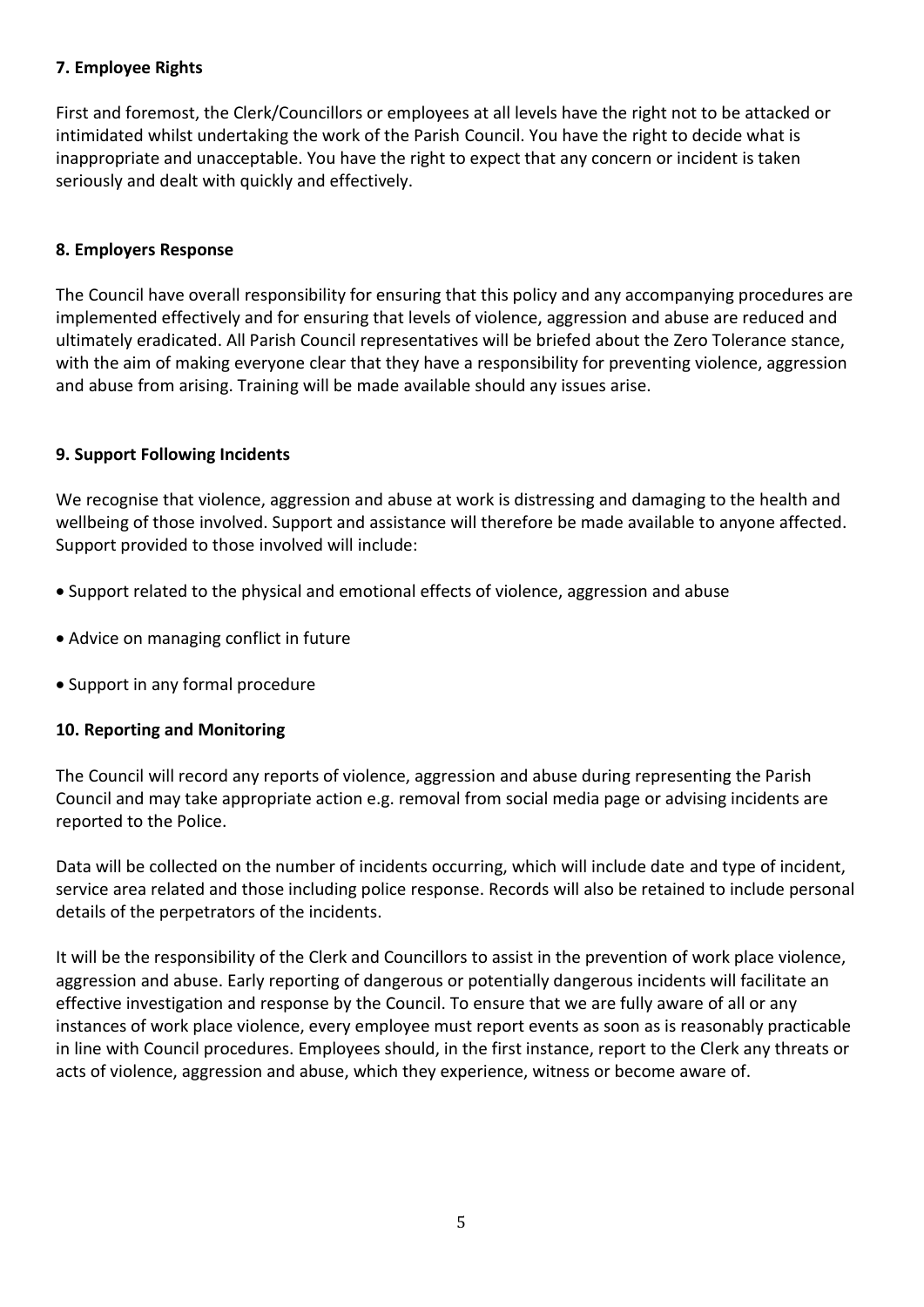**7. Employee Rights**

First and foremost, the Clerk/Councillors or employees at all levels have the right not to be attacked or intimidated whilst undertaking the work of the Parish Council. You have the right to decide what is inappropriate and unacceptable. You have the right to expect that any concern or incident is taken seriously and dealt with quickly and effectively.

**8. Employers Response**

The Council have overall responsibility for ensuring that this policy and any accompanying procedures are implemented effectively and for ensuring that levels of violence, aggression and abuse are reduced and ultimately eradicated. All Parish Council representatives will be briefed about the Zero Tolerance stance, with the aim of making everyone clear that they have a responsibility for preventing violence, aggression and abuse from arising. Training will be made available should any issues arise.

**9. Support Following Incidents**

We recognise that violence, aggression and abuse at work is distressing and damaging to the health and wellbeing of those involved. Support and assistance will therefore be made available to anyone affected. Support provided to those involved will include:

- Support related to the physical and emotional effects of violence, aggression and abuse
- Advice on managing conflict in future
- Support in any formal procedure

**10. Reporting and Monitoring**

The Council will record any reports of violence, aggression and abuse during representing the Parish Council and may take appropriate action e.g. removal from social media page or advising incidents are reported to the Police.

Data will be collected on the number of incidents occurring, which will include date and type of incident, service area related and those including police response. Records will also be retained to include personal details of the perpetrators of the incidents.

It will be the responsibility of the Clerk and Councillors to assist in the prevention of work place violence, aggression and abuse. Early reporting of dangerous or potentially dangerous incidents will facilitate an effective investigation and response by the Council. To ensure that we are fully aware of all or any instances of work place violence, every employee must report events as soon as is reasonably practicable in line with Council procedures. Employees should, in the first instance, report to the Clerk any threats or acts of violence, aggression and abuse, which they experience, witness or become aware of.